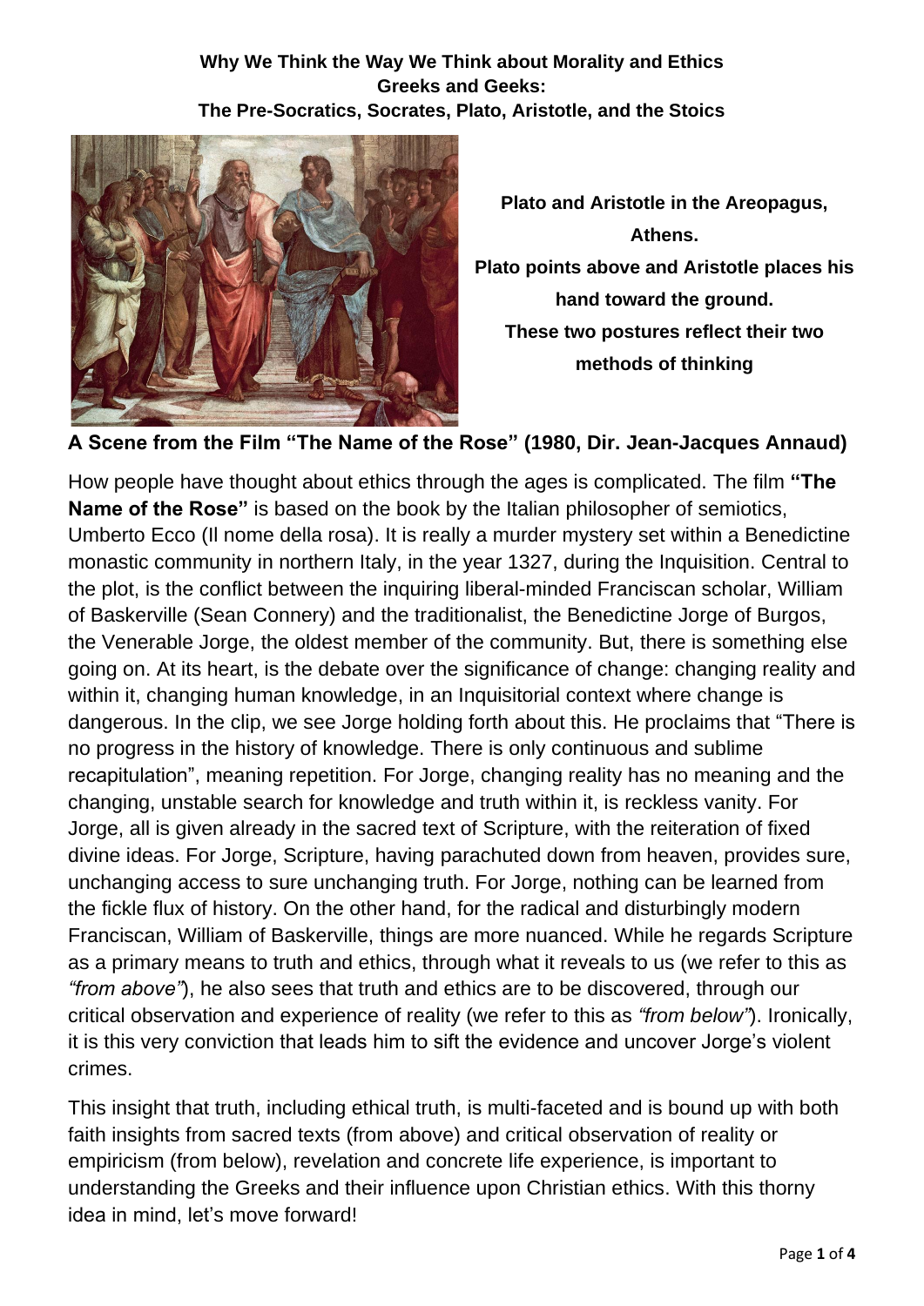**Why We Think the Way We Think about Morality and Ethics**
**Greeks and Geeks:**
**The Pre-Socratics, Socrates, Plato, Aristotle, and the Stoics**

**Plato and Aristotle in the Areopagus, Athens.**
**Plato points above and Aristotle places his hand toward the ground.**
**These two postures reflect their two methods of thinking**

### A Scene from the Film "The Name of the Rose" (1980, Dir. Jean-Jacques Annaud)

How people have thought about ethics through the ages is complicated. The film **"The Name of the Rose"** is based on the book by the Italian philosopher of semiotics, Umberto Ecco (Il nome della rosa). It is really a murder mystery set within a Benedictine monastic community in northern Italy, in the year 1327, during the Inquisition. Central to the plot, is the conflict between the inquiring liberal-minded Franciscan scholar, William of Baskerville (Sean Connery) and the traditionalist, the Benedictine Jorge of Burgos, the Venerable Jorge, the oldest member of the community. But, there is something else going on. At its heart, is the debate over the significance of change: changing reality and within it, changing human knowledge, in an Inquisitorial context where change is dangerous. In the clip, we see Jorge holding forth about this. He proclaims that "There is no progress in the history of knowledge. There is only continuous and sublime recapitulation", meaning repetition. For Jorge, changing reality has no meaning and the changing, unstable search for knowledge and truth within it, is reckless vanity. For Jorge, all is given already in the sacred text of Scripture, with the reiteration of fixed divine ideas. For Jorge, Scripture, having parachuted down from heaven, provides sure, unchanging access to sure unchanging truth. For Jorge, nothing can be learned from the fickle flux of history. On the other hand, for the radical and disturbingly modern Franciscan, William of Baskerville, things are more nuanced. While he regards Scripture as a primary means to truth and ethics, through what it reveals to us (we refer to this as *"from above"*), he also sees that truth and ethics are to be discovered, through our critical observation and experience of reality (we refer to this as *"from below"*). Ironically, it is this very conviction that leads him to sift the evidence and uncover Jorge's violent crimes.

This insight that truth, including ethical truth, is multi-faceted and is bound up with both faith insights from sacred texts (from above) and critical observation of reality or empiricism (from below), revelation and concrete life experience, is important to understanding the Greeks and their influence upon Christian ethics. With this thorny idea in mind, let's move forward!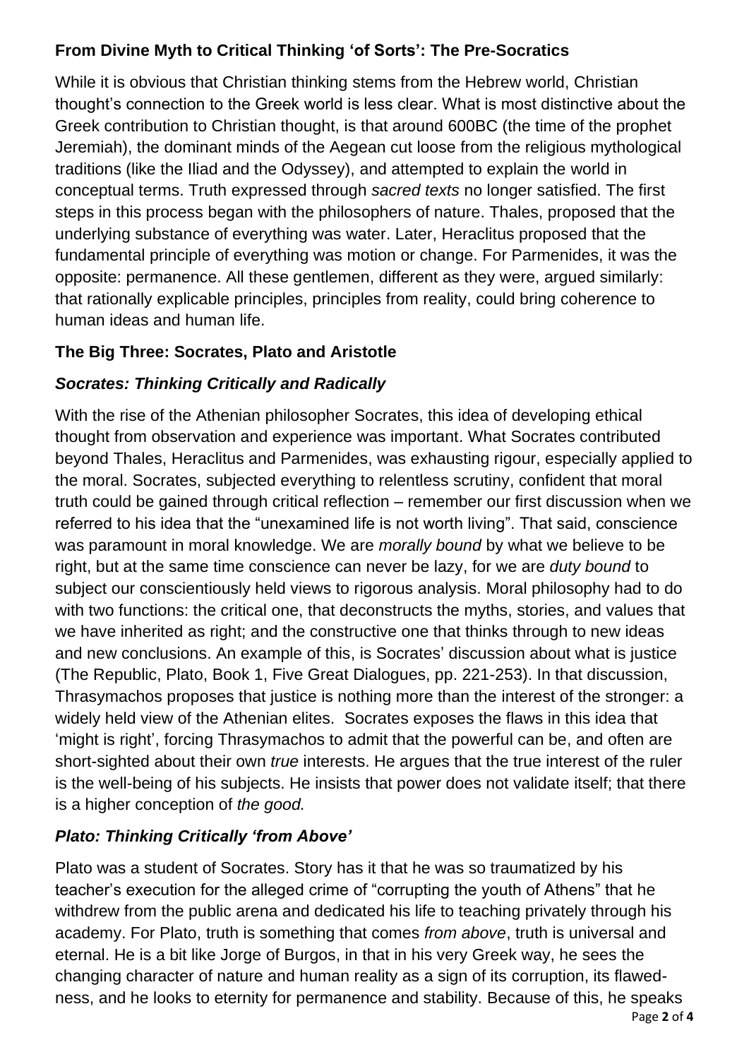### **From Divine Myth to Critical Thinking 'of Sorts': The Pre-Socratics**

While it is obvious that Christian thinking stems from the Hebrew world, Christian thought's connection to the Greek world is less clear. What is most distinctive about the Greek contribution to Christian thought, is that around 600BC (the time of the prophet Jeremiah), the dominant minds of the Aegean cut loose from the religious mythological traditions (like the Iliad and the Odyssey), and attempted to explain the world in conceptual terms. Truth expressed through *sacred texts* no longer satisfied. The first steps in this process began with the philosophers of nature. Thales, proposed that the underlying substance of everything was water. Later, Heraclitus proposed that the fundamental principle of everything was motion or change. For Parmenides, it was the opposite: permanence. All these gentlemen, different as they were, argued similarly: that rationally explicable principles, principles from reality, could bring coherence to human ideas and human life.

### **The Big Three: Socrates, Plato and Aristotle**

#### ***Socrates: Thinking Critically and Radically***

With the rise of the Athenian philosopher Socrates, this idea of developing ethical thought from observation and experience was important. What Socrates contributed beyond Thales, Heraclitus and Parmenides, was exhausting rigour, especially applied to the moral. Socrates, subjected everything to relentless scrutiny, confident that moral truth could be gained through critical reflection – remember our first discussion when we referred to his idea that the "unexamined life is not worth living". That said, conscience was paramount in moral knowledge. We are *morally bound* by what we believe to be right, but at the same time conscience can never be lazy, for we are *duty bound* to subject our conscientiously held views to rigorous analysis. Moral philosophy had to do with two functions: the critical one, that deconstructs the myths, stories, and values that we have inherited as right; and the constructive one that thinks through to new ideas and new conclusions. An example of this, is Socrates' discussion about what is justice (The Republic, Plato, Book 1, Five Great Dialogues, pp. 221-253). In that discussion, Thrasymachos proposes that justice is nothing more than the interest of the stronger: a widely held view of the Athenian elites. Socrates exposes the flaws in this idea that 'might is right', forcing Thrasymachos to admit that the powerful can be, and often are short-sighted about their own *true* interests. He argues that the true interest of the ruler is the well-being of his subjects. He insists that power does not validate itself; that there is a higher conception of *the good.*

#### ***Plato: Thinking Critically 'from Above'***

Plato was a student of Socrates. Story has it that he was so traumatized by his teacher's execution for the alleged crime of "corrupting the youth of Athens" that he withdrew from the public arena and dedicated his life to teaching privately through his academy. For Plato, truth is something that comes *from above*, truth is universal and eternal. He is a bit like Jorge of Burgos, in that in his very Greek way, he sees the changing character of nature and human reality as a sign of its corruption, its flawed-ness, and he looks to eternity for permanence and stability. Because of this, he speaks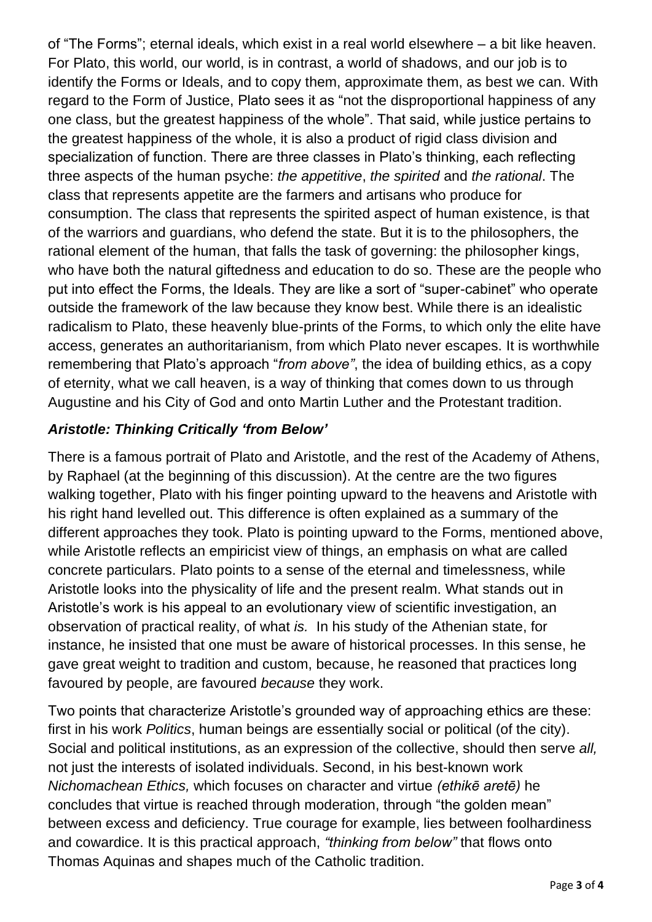of "The Forms"; eternal ideals, which exist in a real world elsewhere – a bit like heaven. For Plato, this world, our world, is in contrast, a world of shadows, and our job is to identify the Forms or Ideals, and to copy them, approximate them, as best we can. With regard to the Form of Justice, Plato sees it as "not the disproportional happiness of any one class, but the greatest happiness of the whole". That said, while justice pertains to the greatest happiness of the whole, it is also a product of rigid class division and specialization of function. There are three classes in Plato's thinking, each reflecting three aspects of the human psyche: *the appetitive*, *the spirited* and *the rational*. The class that represents appetite are the farmers and artisans who produce for consumption. The class that represents the spirited aspect of human existence, is that of the warriors and guardians, who defend the state. But it is to the philosophers, the rational element of the human, that falls the task of governing: the philosopher kings, who have both the natural giftedness and education to do so. These are the people who put into effect the Forms, the Ideals. They are like a sort of "super-cabinet" who operate outside the framework of the law because they know best. While there is an idealistic radicalism to Plato, these heavenly blue-prints of the Forms, to which only the elite have access, generates an authoritarianism, from which Plato never escapes. It is worthwhile remembering that Plato's approach "*from above"*, the idea of building ethics, as a copy of eternity, what we call heaven, is a way of thinking that comes down to us through Augustine and his City of God and onto Martin Luther and the Protestant tradition.

### *Aristotle: Thinking Critically 'from Below'*

There is a famous portrait of Plato and Aristotle, and the rest of the Academy of Athens, by Raphael (at the beginning of this discussion). At the centre are the two figures walking together, Plato with his finger pointing upward to the heavens and Aristotle with his right hand levelled out. This difference is often explained as a summary of the different approaches they took. Plato is pointing upward to the Forms, mentioned above, while Aristotle reflects an empiricist view of things, an emphasis on what are called concrete particulars. Plato points to a sense of the eternal and timelessness, while Aristotle looks into the physicality of life and the present realm. What stands out in Aristotle's work is his appeal to an evolutionary view of scientific investigation, an observation of practical reality, of what *is.* In his study of the Athenian state, for instance, he insisted that one must be aware of historical processes. In this sense, he gave great weight to tradition and custom, because, he reasoned that practices long favoured by people, are favoured *because* they work.

Two points that characterize Aristotle's grounded way of approaching ethics are these: first in his work *Politics*, human beings are essentially social or political (of the city). Social and political institutions, as an expression of the collective, should then serve *all,* not just the interests of isolated individuals. Second, in his best-known work *Nichomachean Ethics,* which focuses on character and virtue *(ethikē aretē)* he concludes that virtue is reached through moderation, through "the golden mean" between excess and deficiency. True courage for example, lies between foolhardiness and cowardice. It is this practical approach, *"thinking from below"* that flows onto Thomas Aquinas and shapes much of the Catholic tradition.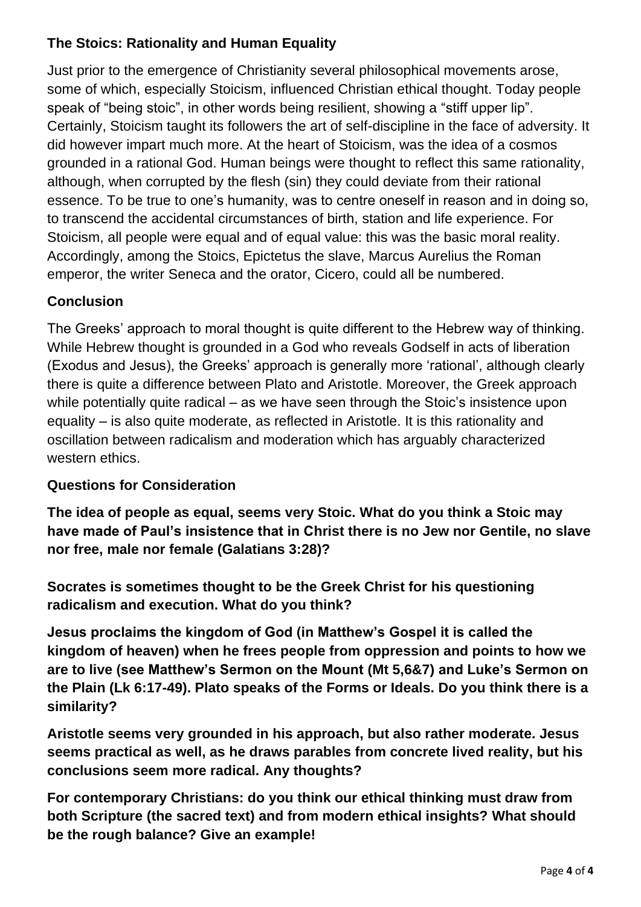## The Stoics: Rationality and Human Equality

Just prior to the emergence of Christianity several philosophical movements arose, some of which, especially Stoicism, influenced Christian ethical thought. Today people speak of "being stoic", in other words being resilient, showing a "stiff upper lip". Certainly, Stoicism taught its followers the art of self-discipline in the face of adversity. It did however impart much more. At the heart of Stoicism, was the idea of a cosmos grounded in a rational God. Human beings were thought to reflect this same rationality, although, when corrupted by the flesh (sin) they could deviate from their rational essence. To be true to one's humanity, was to centre oneself in reason and in doing so, to transcend the accidental circumstances of birth, station and life experience. For Stoicism, all people were equal and of equal value: this was the basic moral reality. Accordingly, among the Stoics, Epictetus the slave, Marcus Aurelius the Roman emperor, the writer Seneca and the orator, Cicero, could all be numbered.

## Conclusion

The Greeks' approach to moral thought is quite different to the Hebrew way of thinking. While Hebrew thought is grounded in a God who reveals Godself in acts of liberation (Exodus and Jesus), the Greeks' approach is generally more 'rational', although clearly there is quite a difference between Plato and Aristotle. Moreover, the Greek approach while potentially quite radical – as we have seen through the Stoic's insistence upon equality – is also quite moderate, as reflected in Aristotle. It is this rationality and oscillation between radicalism and moderation which has arguably characterized western ethics.

## Questions for Consideration

**The idea of people as equal, seems very Stoic. What do you think a Stoic may have made of Paul's insistence that in Christ there is no Jew nor Gentile, no slave nor free, male nor female (Galatians 3:28)?**

**Socrates is sometimes thought to be the Greek Christ for his questioning radicalism and execution. What do you think?**

**Jesus proclaims the kingdom of God (in Matthew's Gospel it is called the kingdom of heaven) when he frees people from oppression and points to how we are to live (see Matthew's Sermon on the Mount (Mt 5,6&7) and Luke's Sermon on the Plain (Lk 6:17-49). Plato speaks of the Forms or Ideals. Do you think there is a similarity?**

**Aristotle seems very grounded in his approach, but also rather moderate. Jesus seems practical as well, as he draws parables from concrete lived reality, but his conclusions seem more radical. Any thoughts?**

**For contemporary Christians: do you think our ethical thinking must draw from both Scripture (the sacred text) and from modern ethical insights? What should be the rough balance? Give an example!**